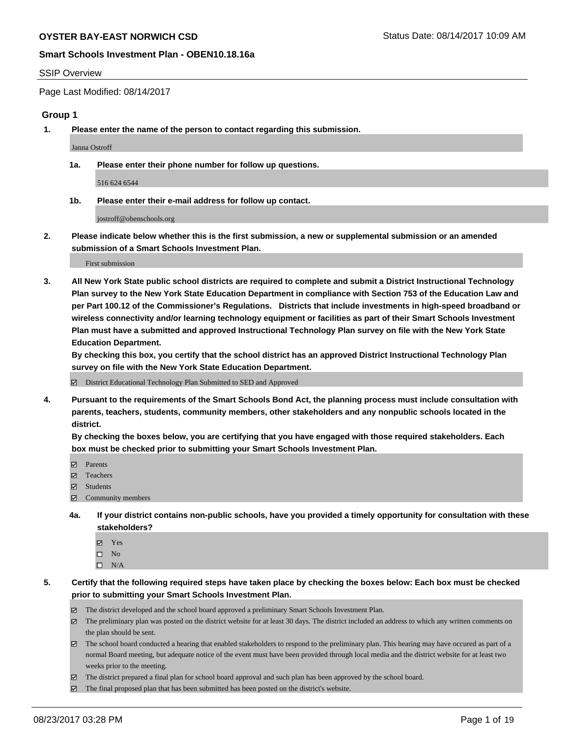**OYSTER BAY-EAST NORWICH CSD** Status Date: 08/14/2017 10:09 AM

**Smart Schools Investment Plan - OBEN10.18.16a**

SSIP Overview

Page Last Modified: 08/14/2017

### Group 1

**1. Please enter the name of the person to contact regarding this submission.**

Janna Ostroff

**1a. Please enter their phone number for follow up questions.**

516 624 6544

**1b. Please enter their e-mail address for follow up contact.**

jostroff@obenschools.org

**2. Please indicate below whether this is the first submission, a new or supplemental submission or an amended submission of a Smart Schools Investment Plan.**

First submission

**3. All New York State public school districts are required to complete and submit a District Instructional Technology Plan survey to the New York State Education Department in compliance with Section 753 of the Education Law and per Part 100.12 of the Commissioner's Regulations. Districts that include investments in high-speed broadband or wireless connectivity and/or learning technology equipment or facilities as part of their Smart Schools Investment Plan must have a submitted and approved Instructional Technology Plan survey on file with the New York State Education Department.**

**By checking this box, you certify that the school district has an approved District Instructional Technology Plan survey on file with the New York State Education Department.**

☑ District Educational Technology Plan Submitted to SED and Approved

**4. Pursuant to the requirements of the Smart Schools Bond Act, the planning process must include consultation with parents, teachers, students, community members, other stakeholders and any nonpublic schools located in the district.**

**By checking the boxes below, you are certifying that you have engaged with those required stakeholders. Each box must be checked prior to submitting your Smart Schools Investment Plan.**

☑ Parents
☑ Teachers
☑ Students
☑ Community members

**4a. If your district contains non-public schools, have you provided a timely opportunity for consultation with these stakeholders?**

☑ Yes
☐ No
☐ N/A

**5. Certify that the following required steps have taken place by checking the boxes below: Each box must be checked prior to submitting your Smart Schools Investment Plan.**

☑ The district developed and the school board approved a preliminary Smart Schools Investment Plan.
☑ The preliminary plan was posted on the district website for at least 30 days. The district included an address to which any written comments on the plan should be sent.
☑ The school board conducted a hearing that enabled stakeholders to respond to the preliminary plan. This hearing may have occured as part of a normal Board meeting, but adequate notice of the event must have been provided through local media and the district website for at least two weeks prior to the meeting.
☑ The district prepared a final plan for school board approval and such plan has been approved by the school board.
☑ The final proposed plan that has been submitted has been posted on the district's website.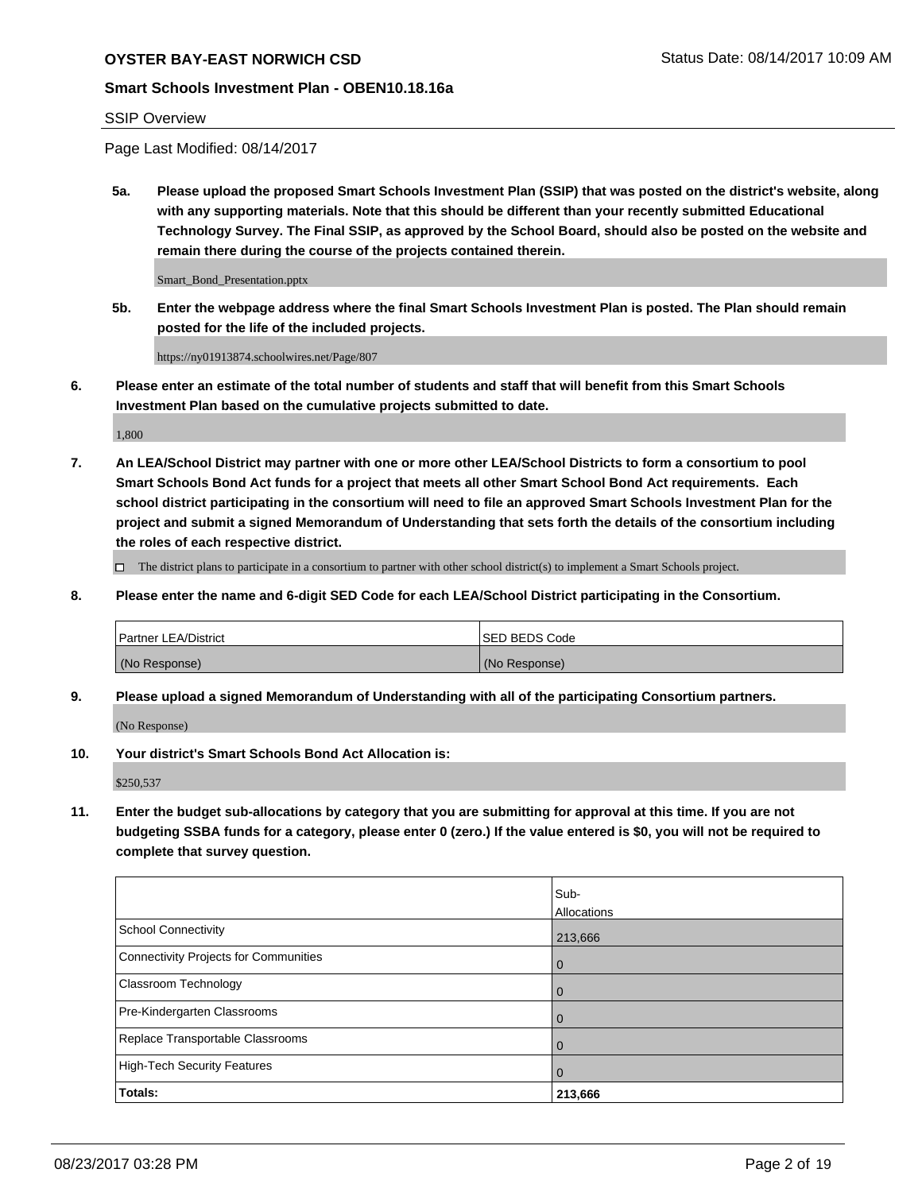## OYSTER BAY-EAST NORWICH CSD

Status Date: 08/14/2017 10:09 AM

### Smart Schools Investment Plan - OBEN10.18.16a

SSIP Overview

Page Last Modified: 08/14/2017

**5a. Please upload the proposed Smart Schools Investment Plan (SSIP) that was posted on the district's website, along with any supporting materials. Note that this should be different than your recently submitted Educational Technology Survey. The Final SSIP, as approved by the School Board, should also be posted on the website and remain there during the course of the projects contained therein.**

Smart_Bond_Presentation.pptx

**5b. Enter the webpage address where the final Smart Schools Investment Plan is posted. The Plan should remain posted for the life of the included projects.**

https://ny01913874.schoolwires.net/Page/807

**6. Please enter an estimate of the total number of students and staff that will benefit from this Smart Schools Investment Plan based on the cumulative projects submitted to date.**

1,800

**7. An LEA/School District may partner with one or more other LEA/School Districts to form a consortium to pool Smart Schools Bond Act funds for a project that meets all other Smart School Bond Act requirements. Each school district participating in the consortium will need to file an approved Smart Schools Investment Plan for the project and submit a signed Memorandum of Understanding that sets forth the details of the consortium including the roles of each respective district.**

☐ The district plans to participate in a consortium to partner with other school district(s) to implement a Smart Schools project.

**8. Please enter the name and 6-digit SED Code for each LEA/School District participating in the Consortium.**

| Partner LEA/District | SED BEDS Code |
|---|---|
| (No Response) | (No Response) |

**9. Please upload a signed Memorandum of Understanding with all of the participating Consortium partners.**

(No Response)

**10. Your district's Smart Schools Bond Act Allocation is:**

$250,537

**11. Enter the budget sub-allocations by category that you are submitting for approval at this time. If you are not budgeting SSBA funds for a category, please enter 0 (zero.) If the value entered is $0, you will not be required to complete that survey question.**

| | Sub-Allocations |
|---|---|
| School Connectivity | 213,666 |
| Connectivity Projects for Communities | 0 |
| Classroom Technology | 0 |
| Pre-Kindergarten Classrooms | 0 |
| Replace Transportable Classrooms | 0 |
| High-Tech Security Features | 0 |
| **Totals:** | **213,666** |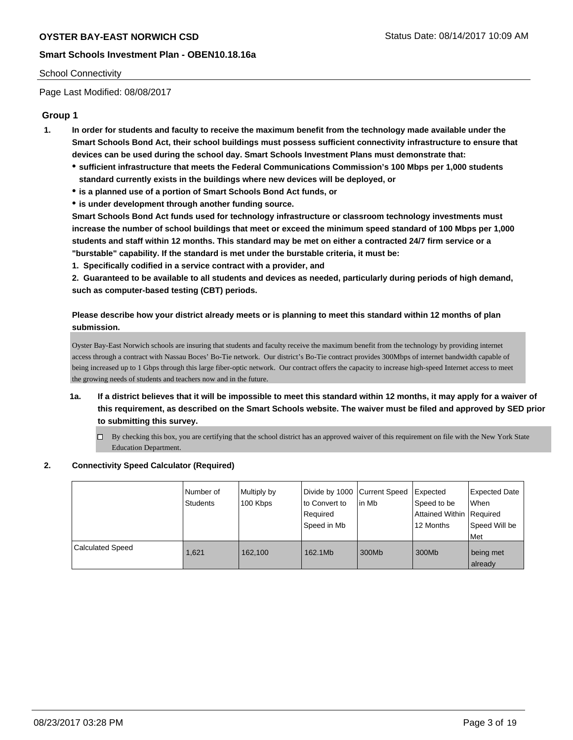School Connectivity

Page Last Modified: 08/08/2017

## Group 1

**1. In order for students and faculty to receive the maximum benefit from the technology made available under the Smart Schools Bond Act, their school buildings must possess sufficient connectivity infrastructure to ensure that devices can be used during the school day. Smart Schools Investment Plans must demonstrate that:**

- **sufficient infrastructure that meets the Federal Communications Commission's 100 Mbps per 1,000 students standard currently exists in the buildings where new devices will be deployed, or**
- **is a planned use of a portion of Smart Schools Bond Act funds, or**
- **is under development through another funding source.**

**Smart Schools Bond Act funds used for technology infrastructure or classroom technology investments must increase the number of school buildings that meet or exceed the minimum speed standard of 100 Mbps per 1,000 students and staff within 12 months. This standard may be met on either a contracted 24/7 firm service or a "burstable" capability. If the standard is met under the burstable criteria, it must be:**

**1. Specifically codified in a service contract with a provider, and**

**2. Guaranteed to be available to all students and devices as needed, particularly during periods of high demand, such as computer-based testing (CBT) periods.**

**Please describe how your district already meets or is planning to meet this standard within 12 months of plan submission.**

Oyster Bay-East Norwich schools are insuring that students and faculty receive the maximum benefit from the technology by providing internet access through a contract with Nassau Boces' Bo-Tie network. Our district's Bo-Tie contract provides 300Mbps of internet bandwidth capable of being increased up to 1 Gbps through this large fiber-optic network. Our contract offers the capacity to increase high-speed Internet access to meet the growing needs of students and teachers now and in the future.

**1a. If a district believes that it will be impossible to meet this standard within 12 months, it may apply for a waiver of this requirement, as described on the Smart Schools website. The waiver must be filed and approved by SED prior to submitting this survey.**

☐ By checking this box, you are certifying that the school district has an approved waiver of this requirement on file with the New York State Education Department.

**2. Connectivity Speed Calculator (Required)**

| | Number of Students | Multiply by 100 Kbps | Divide by 1000 to Convert to Required Speed in Mb | Current Speed in Mb | Expected Speed to be Attained Within 12 Months | Expected Date When Required Speed Will be Met |
|---|---|---|---|---|---|---|
| Calculated Speed | 1,621 | 162,100 | 162.1Mb | 300Mb | 300Mb | being met already |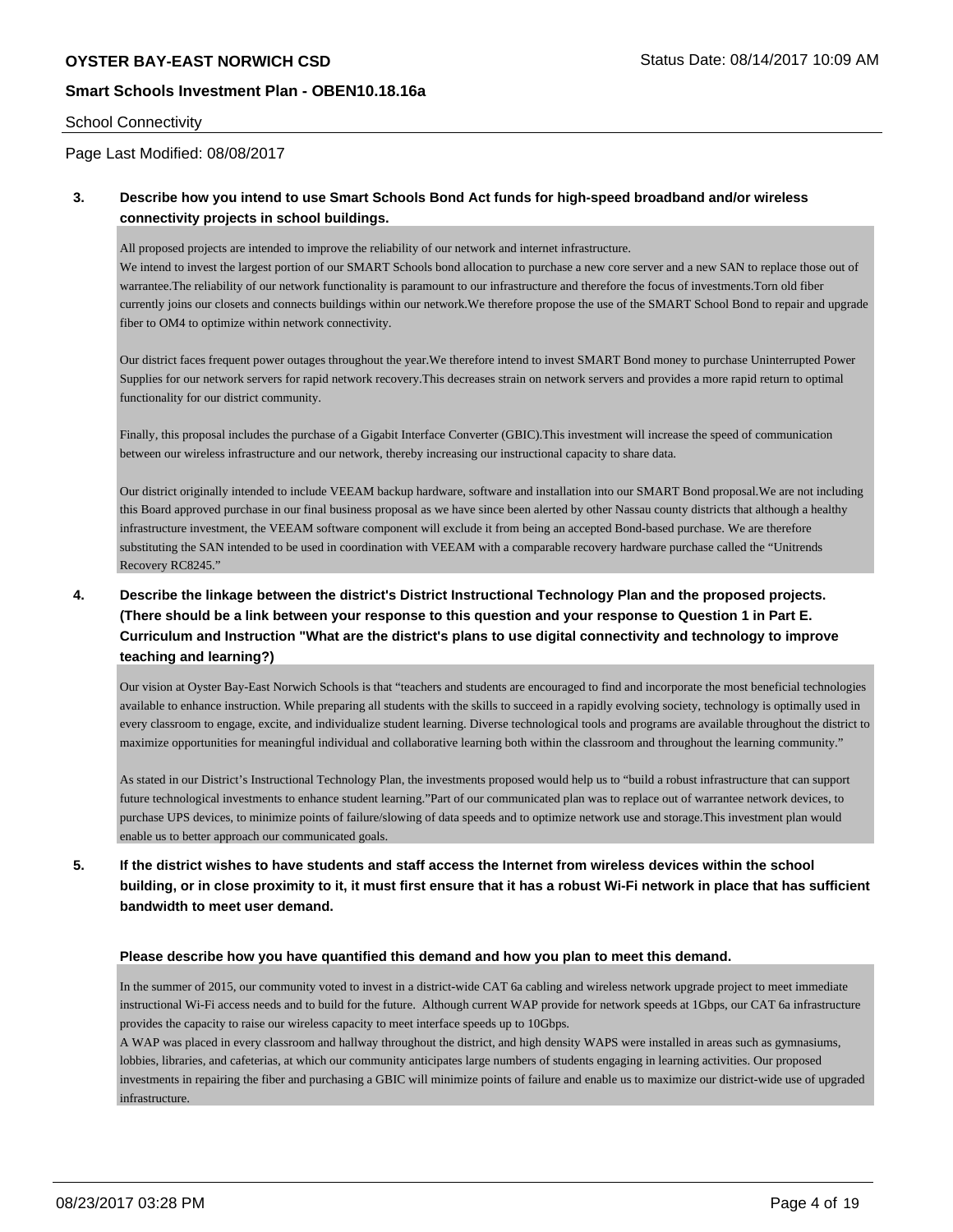School Connectivity

Page Last Modified: 08/08/2017

**3. Describe how you intend to use Smart Schools Bond Act funds for high-speed broadband and/or wireless connectivity projects in school buildings.**

All proposed projects are intended to improve the reliability of our network and internet infrastructure.
We intend to invest the largest portion of our SMART Schools bond allocation to purchase a new core server and a new SAN to replace those out of warrantee.The reliability of our network functionality is paramount to our infrastructure and therefore the focus of investments.Torn old fiber currently joins our closets and connects buildings within our network.We therefore propose the use of the SMART School Bond to repair and upgrade fiber to OM4 to optimize within network connectivity.

Our district faces frequent power outages throughout the year.We therefore intend to invest SMART Bond money to purchase Uninterrupted Power Supplies for our network servers for rapid network recovery.This decreases strain on network servers and provides a more rapid return to optimal functionality for our district community.

Finally, this proposal includes the purchase of a Gigabit Interface Converter (GBIC).This investment will increase the speed of communication between our wireless infrastructure and our network, thereby increasing our instructional capacity to share data.

Our district originally intended to include VEEAM backup hardware, software and installation into our SMART Bond proposal.We are not including this Board approved purchase in our final business proposal as we have since been alerted by other Nassau county districts that although a healthy infrastructure investment, the VEEAM software component will exclude it from being an accepted Bond-based purchase. We are therefore substituting the SAN intended to be used in coordination with VEEAM with a comparable recovery hardware purchase called the "Unitrends Recovery RC8245."

**4. Describe the linkage between the district's District Instructional Technology Plan and the proposed projects. (There should be a link between your response to this question and your response to Question 1 in Part E. Curriculum and Instruction "What are the district's plans to use digital connectivity and technology to improve teaching and learning?)**

Our vision at Oyster Bay-East Norwich Schools is that "teachers and students are encouraged to find and incorporate the most beneficial technologies available to enhance instruction. While preparing all students with the skills to succeed in a rapidly evolving society, technology is optimally used in every classroom to engage, excite, and individualize student learning. Diverse technological tools and programs are available throughout the district to maximize opportunities for meaningful individual and collaborative learning both within the classroom and throughout the learning community."

As stated in our District's Instructional Technology Plan, the investments proposed would help us to "build a robust infrastructure that can support future technological investments to enhance student learning."Part of our communicated plan was to replace out of warrantee network devices, to purchase UPS devices, to minimize points of failure/slowing of data speeds and to optimize network use and storage.This investment plan would enable us to better approach our communicated goals.

**5. If the district wishes to have students and staff access the Internet from wireless devices within the school building, or in close proximity to it, it must first ensure that it has a robust Wi-Fi network in place that has sufficient bandwidth to meet user demand.**

**Please describe how you have quantified this demand and how you plan to meet this demand.**

In the summer of 2015, our community voted to invest in a district-wide CAT 6a cabling and wireless network upgrade project to meet immediate instructional Wi-Fi access needs and to build for the future. Although current WAP provide for network speeds at 1Gbps, our CAT 6a infrastructure provides the capacity to raise our wireless capacity to meet interface speeds up to 10Gbps.
A WAP was placed in every classroom and hallway throughout the district, and high density WAPS were installed in areas such as gymnasiums, lobbies, libraries, and cafeterias, at which our community anticipates large numbers of students engaging in learning activities. Our proposed investments in repairing the fiber and purchasing a GBIC will minimize points of failure and enable us to maximize our district-wide use of upgraded infrastructure.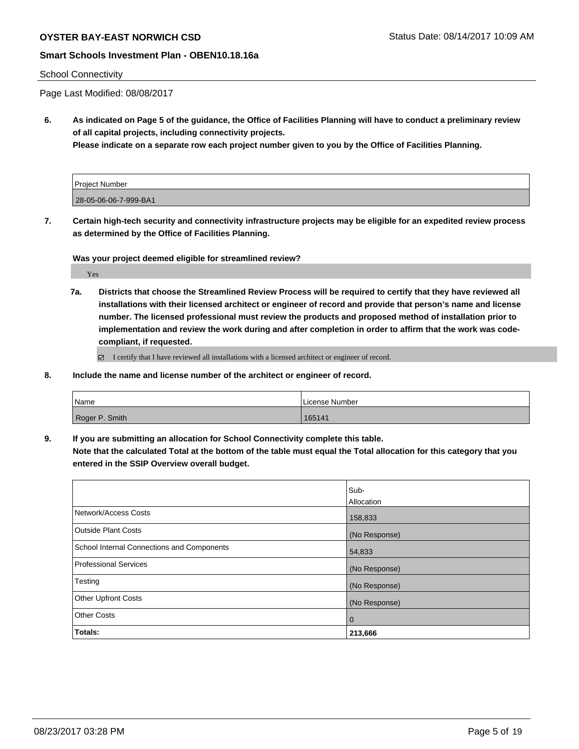School Connectivity

Page Last Modified: 08/08/2017

**6. As indicated on Page 5 of the guidance, the Office of Facilities Planning will have to conduct a preliminary review of all capital projects, including connectivity projects.**
**Please indicate on a separate row each project number given to you by the Office of Facilities Planning.**

| Project Number |
| --- |
| 28-05-06-06-7-999-BA1 |

**7. Certain high-tech security and connectivity infrastructure projects may be eligible for an expedited review process as determined by the Office of Facilities Planning.**

**Was your project deemed eligible for streamlined review?**

Yes

**7a. Districts that choose the Streamlined Review Process will be required to certify that they have reviewed all installations with their licensed architect or engineer of record and provide that person's name and license number. The licensed professional must review the products and proposed method of installation prior to implementation and review the work during and after completion in order to affirm that the work was code-compliant, if requested.**

☑ I certify that I have reviewed all installations with a licensed architect or engineer of record.

**8. Include the name and license number of the architect or engineer of record.**

| Name | License Number |
| --- | --- |
| Roger P. Smith | 165141 |

**9. If you are submitting an allocation for School Connectivity complete this table.**
**Note that the calculated Total at the bottom of the table must equal the Total allocation for this category that you entered in the SSIP Overview overall budget.**

| | Sub-Allocation |
| --- | --- |
| Network/Access Costs | 158,833 |
| Outside Plant Costs | (No Response) |
| School Internal Connections and Components | 54,833 |
| Professional Services | (No Response) |
| Testing | (No Response) |
| Other Upfront Costs | (No Response) |
| Other Costs | 0 |
| **Totals:** | **213,666** |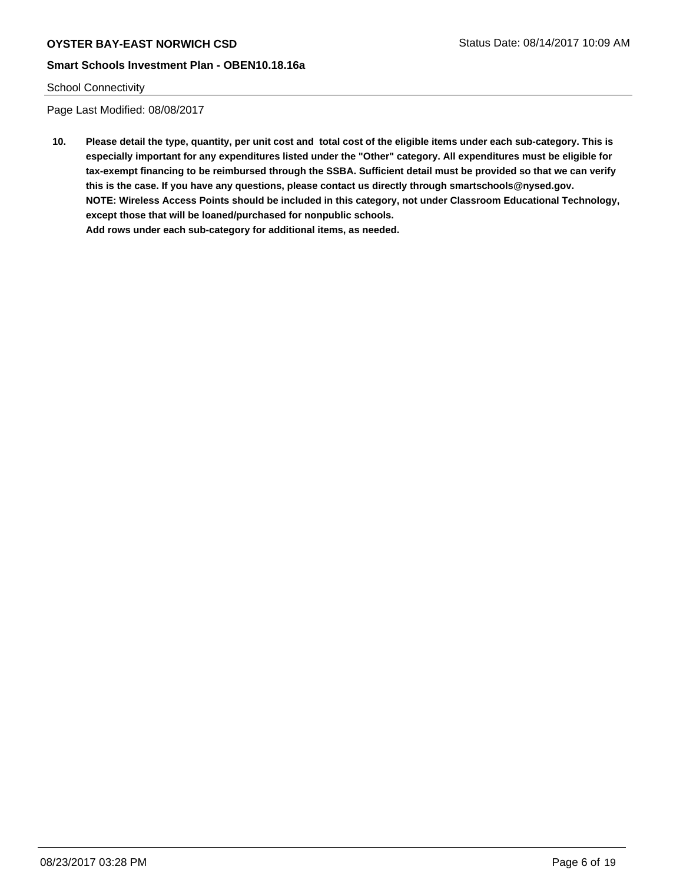School Connectivity

Page Last Modified: 08/08/2017

**10. Please detail the type, quantity, per unit cost and total cost of the eligible items under each sub-category. This is especially important for any expenditures listed under the "Other" category. All expenditures must be eligible for tax-exempt financing to be reimbursed through the SSBA. Sufficient detail must be provided so that we can verify this is the case. If you have any questions, please contact us directly through smartschools@nysed.gov.**
**NOTE: Wireless Access Points should be included in this category, not under Classroom Educational Technology, except those that will be loaned/purchased for nonpublic schools.**
**Add rows under each sub-category for additional items, as needed.**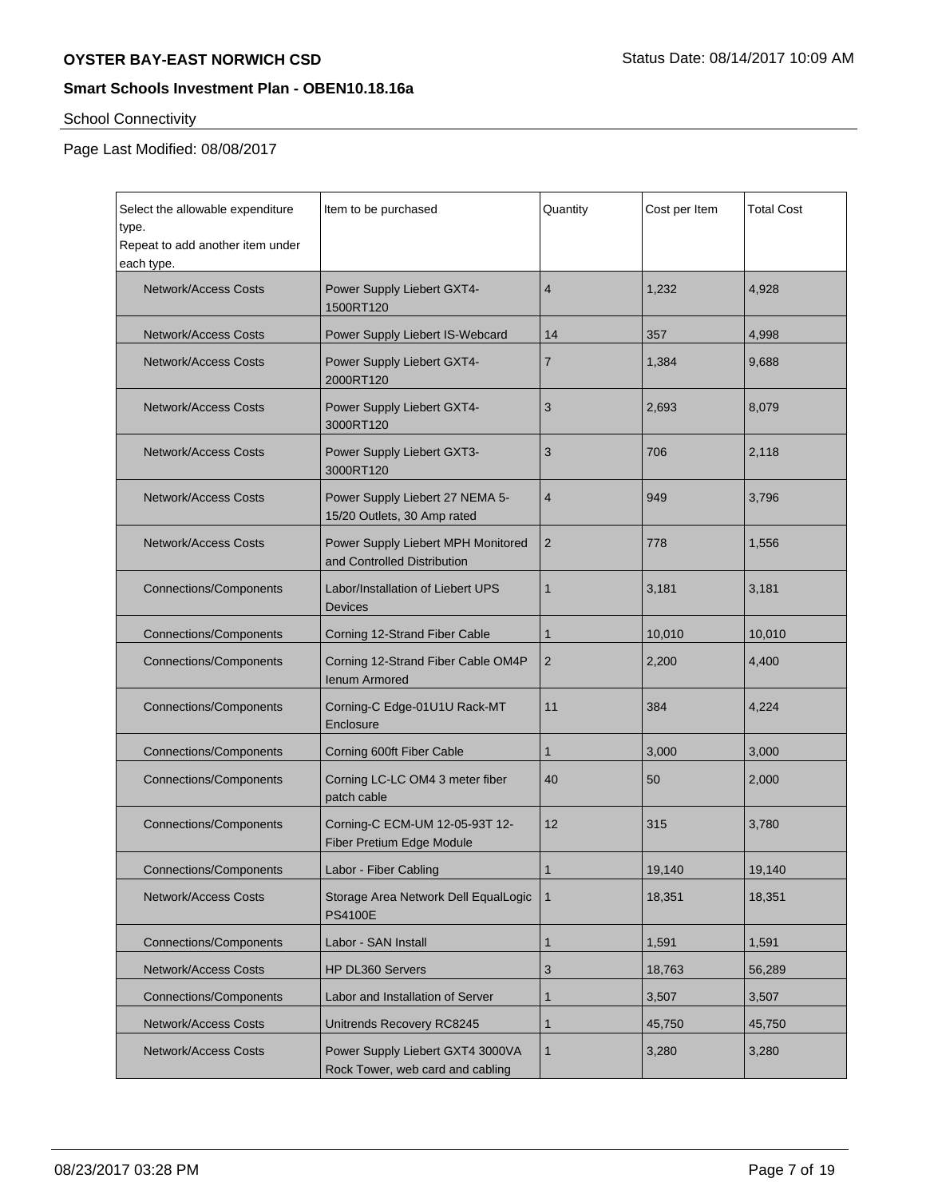School Connectivity

Page Last Modified: 08/08/2017

| Select the allowable expenditure type. Repeat to add another item under each type. | Item to be purchased | Quantity | Cost per Item | Total Cost |
|---|---|---|---|---|
| Network/Access Costs | Power Supply Liebert GXT4-1500RT120 | 4 | 1,232 | 4,928 |
| Network/Access Costs | Power Supply Liebert IS-Webcard | 14 | 357 | 4,998 |
| Network/Access Costs | Power Supply Liebert GXT4-2000RT120 | 7 | 1,384 | 9,688 |
| Network/Access Costs | Power Supply Liebert GXT4-3000RT120 | 3 | 2,693 | 8,079 |
| Network/Access Costs | Power Supply Liebert GXT3-3000RT120 | 3 | 706 | 2,118 |
| Network/Access Costs | Power Supply Liebert 27 NEMA 5-15/20 Outlets, 30 Amp rated | 4 | 949 | 3,796 |
| Network/Access Costs | Power Supply Liebert MPH Monitored and Controlled Distribution | 2 | 778 | 1,556 |
| Connections/Components | Labor/Installation of Liebert UPS Devices | 1 | 3,181 | 3,181 |
| Connections/Components | Corning 12-Strand Fiber Cable | 1 | 10,010 | 10,010 |
| Connections/Components | Corning 12-Strand Fiber Cable OM4P lenum Armored | 2 | 2,200 | 4,400 |
| Connections/Components | Corning-C Edge-01U1U Rack-MT Enclosure | 11 | 384 | 4,224 |
| Connections/Components | Corning 600ft Fiber Cable | 1 | 3,000 | 3,000 |
| Connections/Components | Corning LC-LC OM4 3 meter fiber patch cable | 40 | 50 | 2,000 |
| Connections/Components | Corning-C ECM-UM 12-05-93T 12-Fiber Pretium Edge Module | 12 | 315 | 3,780 |
| Connections/Components | Labor - Fiber Cabling | 1 | 19,140 | 19,140 |
| Network/Access Costs | Storage Area Network Dell EqualLogic PS4100E | 1 | 18,351 | 18,351 |
| Connections/Components | Labor - SAN Install | 1 | 1,591 | 1,591 |
| Network/Access Costs | HP DL360 Servers | 3 | 18,763 | 56,289 |
| Connections/Components | Labor and Installation of Server | 1 | 3,507 | 3,507 |
| Network/Access Costs | Unitrends Recovery RC8245 | 1 | 45,750 | 45,750 |
| Network/Access Costs | Power Supply Liebert GXT4 3000VA Rock Tower, web card and cabling | 1 | 3,280 | 3,280 |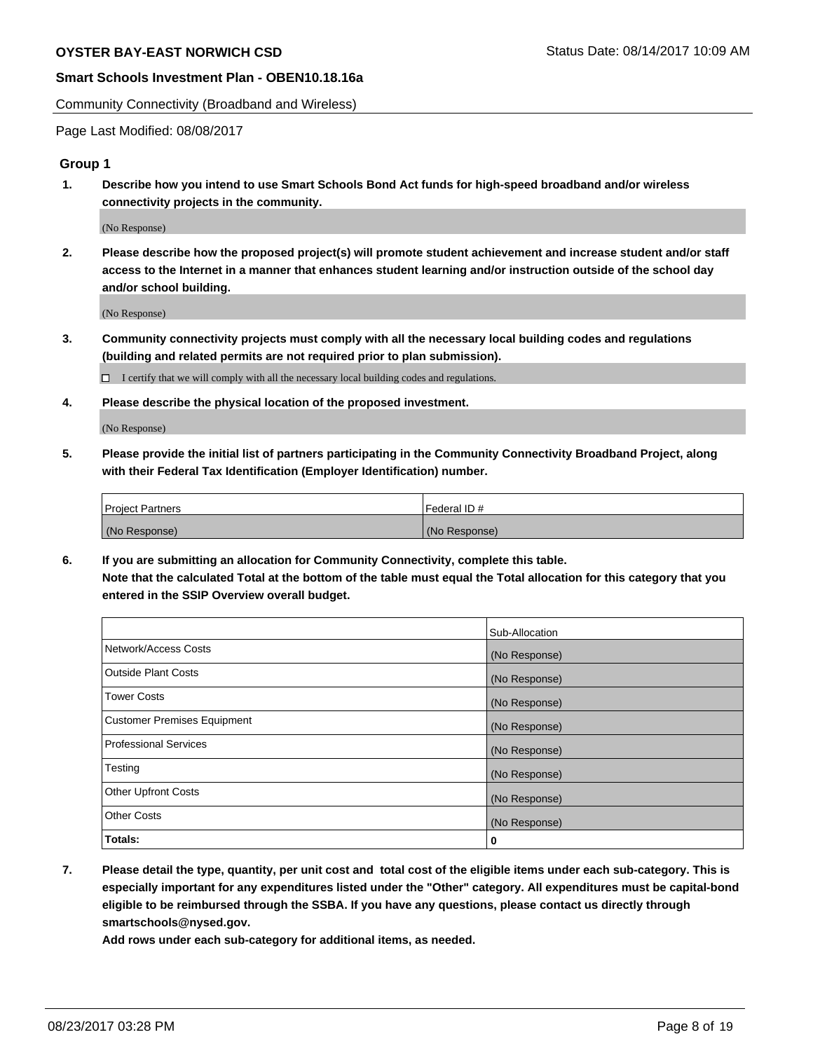Community Connectivity (Broadband and Wireless)

Page Last Modified: 08/08/2017

### Group 1

**1. Describe how you intend to use Smart Schools Bond Act funds for high-speed broadband and/or wireless connectivity projects in the community.**

(No Response)

**2. Please describe how the proposed project(s) will promote student achievement and increase student and/or staff access to the Internet in a manner that enhances student learning and/or instruction outside of the school day and/or school building.**

(No Response)

**3. Community connectivity projects must comply with all the necessary local building codes and regulations (building and related permits are not required prior to plan submission).**

☐ I certify that we will comply with all the necessary local building codes and regulations.

**4. Please describe the physical location of the proposed investment.**

(No Response)

**5. Please provide the initial list of partners participating in the Community Connectivity Broadband Project, along with their Federal Tax Identification (Employer Identification) number.**

| Project Partners | Federal ID # |
| --- | --- |
| (No Response) | (No Response) |

**6. If you are submitting an allocation for Community Connectivity, complete this table. Note that the calculated Total at the bottom of the table must equal the Total allocation for this category that you entered in the SSIP Overview overall budget.**

| | Sub-Allocation |
| --- | --- |
| Network/Access Costs | (No Response) |
| Outside Plant Costs | (No Response) |
| Tower Costs | (No Response) |
| Customer Premises Equipment | (No Response) |
| Professional Services | (No Response) |
| Testing | (No Response) |
| Other Upfront Costs | (No Response) |
| Other Costs | (No Response) |
| **Totals:** | **0** |

**7. Please detail the type, quantity, per unit cost and total cost of the eligible items under each sub-category. This is especially important for any expenditures listed under the "Other" category. All expenditures must be capital-bond eligible to be reimbursed through the SSBA. If you have any questions, please contact us directly through smartschools@nysed.gov.**

**Add rows under each sub-category for additional items, as needed.**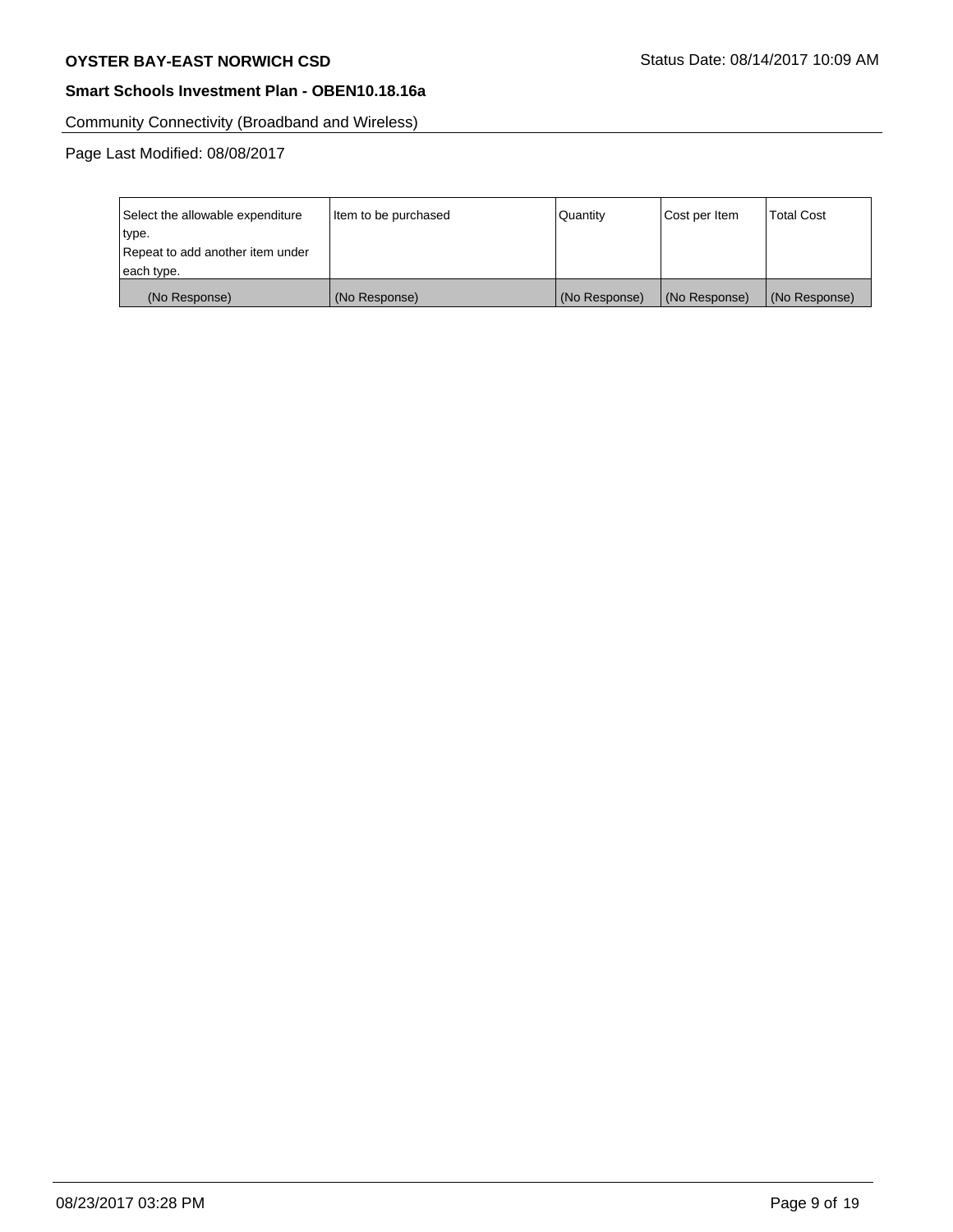Community Connectivity (Broadband and Wireless)

Page Last Modified: 08/08/2017

| Select the allowable expenditure type. Repeat to add another item under each type. | Item to be purchased | Quantity | Cost per Item | Total Cost |
|---|---|---|---|---|
| (No Response) | (No Response) | (No Response) | (No Response) | (No Response) |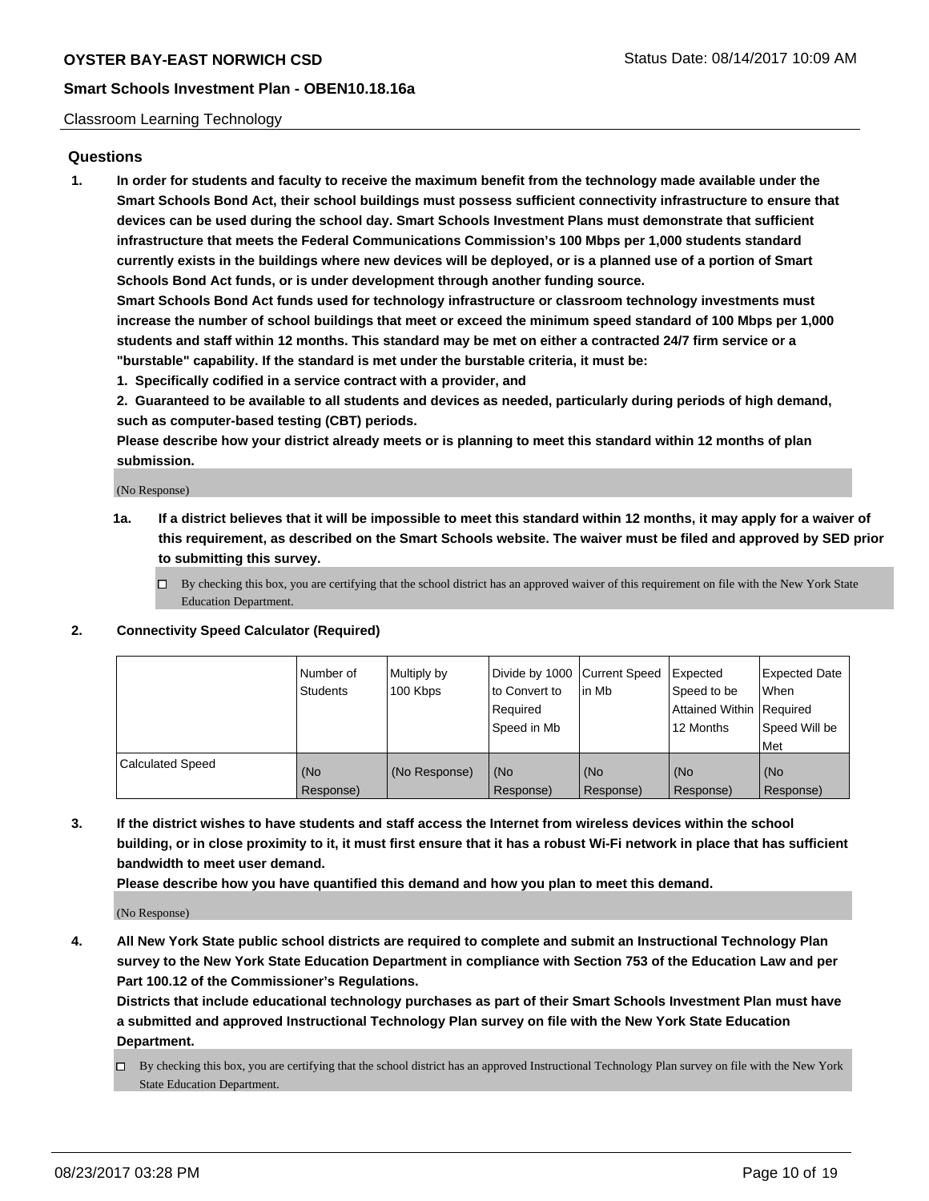Classroom Learning Technology

## Questions

**1. In order for students and faculty to receive the maximum benefit from the technology made available under the Smart Schools Bond Act, their school buildings must possess sufficient connectivity infrastructure to ensure that devices can be used during the school day. Smart Schools Investment Plans must demonstrate that sufficient infrastructure that meets the Federal Communications Commission's 100 Mbps per 1,000 students standard currently exists in the buildings where new devices will be deployed, or is a planned use of a portion of Smart Schools Bond Act funds, or is under development through another funding source.**

**Smart Schools Bond Act funds used for technology infrastructure or classroom technology investments must increase the number of school buildings that meet or exceed the minimum speed standard of 100 Mbps per 1,000 students and staff within 12 months. This standard may be met on either a contracted 24/7 firm service or a "burstable" capability. If the standard is met under the burstable criteria, it must be:**

**1. Specifically codified in a service contract with a provider, and**

**2. Guaranteed to be available to all students and devices as needed, particularly during periods of high demand, such as computer-based testing (CBT) periods.**

**Please describe how your district already meets or is planning to meet this standard within 12 months of plan submission.**

(No Response)

**1a. If a district believes that it will be impossible to meet this standard within 12 months, it may apply for a waiver of this requirement, as described on the Smart Schools website. The waiver must be filed and approved by SED prior to submitting this survey.**

☐ By checking this box, you are certifying that the school district has an approved waiver of this requirement on file with the New York State Education Department.

**2. Connectivity Speed Calculator (Required)**

| | Number of Students | Multiply by 100 Kbps | Divide by 1000 to Convert to Required Speed in Mb | Current Speed in Mb | Expected Speed to be Attained Within 12 Months | Expected Date When Required Speed Will be Met |
|---|---|---|---|---|---|---|
| Calculated Speed | (No Response) | (No Response) | (No Response) | (No Response) | (No Response) | (No Response) |

**3. If the district wishes to have students and staff access the Internet from wireless devices within the school building, or in close proximity to it, it must first ensure that it has a robust Wi-Fi network in place that has sufficient bandwidth to meet user demand.**

**Please describe how you have quantified this demand and how you plan to meet this demand.**

(No Response)

**4. All New York State public school districts are required to complete and submit an Instructional Technology Plan survey to the New York State Education Department in compliance with Section 753 of the Education Law and per Part 100.12 of the Commissioner's Regulations.**

**Districts that include educational technology purchases as part of their Smart Schools Investment Plan must have a submitted and approved Instructional Technology Plan survey on file with the New York State Education Department.**

☐ By checking this box, you are certifying that the school district has an approved Instructional Technology Plan survey on file with the New York State Education Department.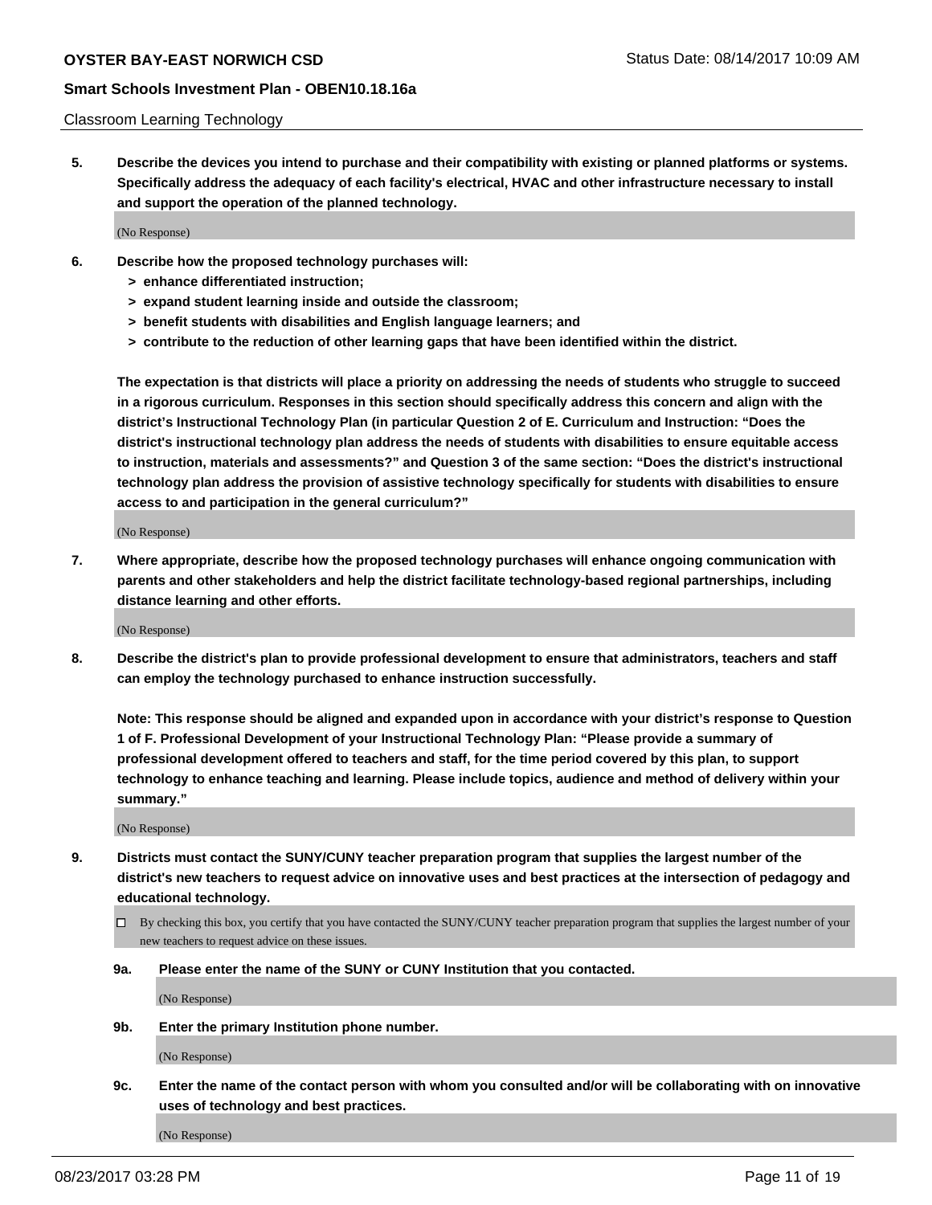Classroom Learning Technology

**5. Describe the devices you intend to purchase and their compatibility with existing or planned platforms or systems. Specifically address the adequacy of each facility's electrical, HVAC and other infrastructure necessary to install and support the operation of the planned technology.**

(No Response)

**6. Describe how the proposed technology purchases will:**
- **> enhance differentiated instruction;**
- **> expand student learning inside and outside the classroom;**
- **> benefit students with disabilities and English language learners; and**
- **> contribute to the reduction of other learning gaps that have been identified within the district.**

**The expectation is that districts will place a priority on addressing the needs of students who struggle to succeed in a rigorous curriculum. Responses in this section should specifically address this concern and align with the district's Instructional Technology Plan (in particular Question 2 of E. Curriculum and Instruction: "Does the district's instructional technology plan address the needs of students with disabilities to ensure equitable access to instruction, materials and assessments?" and Question 3 of the same section: "Does the district's instructional technology plan address the provision of assistive technology specifically for students with disabilities to ensure access to and participation in the general curriculum?"**

(No Response)

**7. Where appropriate, describe how the proposed technology purchases will enhance ongoing communication with parents and other stakeholders and help the district facilitate technology-based regional partnerships, including distance learning and other efforts.**

(No Response)

**8. Describe the district's plan to provide professional development to ensure that administrators, teachers and staff can employ the technology purchased to enhance instruction successfully.**

**Note: This response should be aligned and expanded upon in accordance with your district's response to Question 1 of F. Professional Development of your Instructional Technology Plan: "Please provide a summary of professional development offered to teachers and staff, for the time period covered by this plan, to support technology to enhance teaching and learning. Please include topics, audience and method of delivery within your summary."**

(No Response)

**9. Districts must contact the SUNY/CUNY teacher preparation program that supplies the largest number of the district's new teachers to request advice on innovative uses and best practices at the intersection of pedagogy and educational technology.**

☐ By checking this box, you certify that you have contacted the SUNY/CUNY teacher preparation program that supplies the largest number of your new teachers to request advice on these issues.

**9a. Please enter the name of the SUNY or CUNY Institution that you contacted.**

(No Response)

**9b. Enter the primary Institution phone number.**

(No Response)

**9c. Enter the name of the contact person with whom you consulted and/or will be collaborating with on innovative uses of technology and best practices.**

(No Response)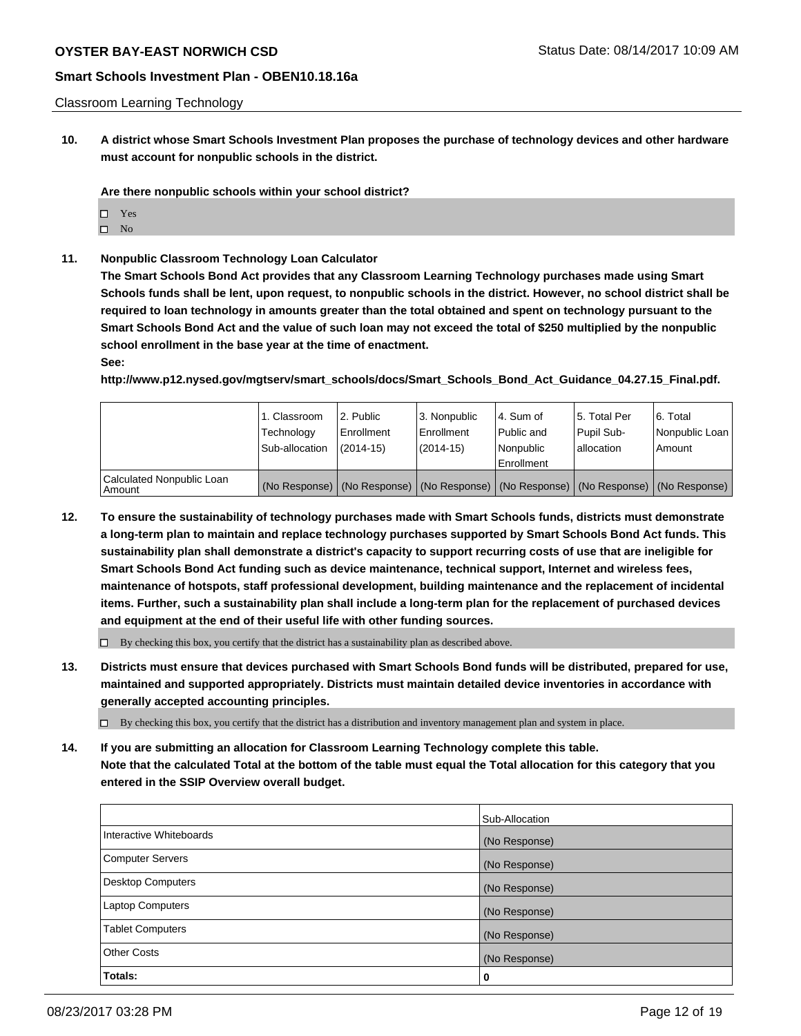Classroom Learning Technology

**10. A district whose Smart Schools Investment Plan proposes the purchase of technology devices and other hardware must account for nonpublic schools in the district.**

**Are there nonpublic schools within your school district?**

- ☐ Yes
- ☐ No

**11. Nonpublic Classroom Technology Loan Calculator**

**The Smart Schools Bond Act provides that any Classroom Learning Technology purchases made using Smart Schools funds shall be lent, upon request, to nonpublic schools in the district. However, no school district shall be required to loan technology in amounts greater than the total obtained and spent on technology pursuant to the Smart Schools Bond Act and the value of such loan may not exceed the total of $250 multiplied by the nonpublic school enrollment in the base year at the time of enactment.**

**See:**

**http://www.p12.nysed.gov/mgtserv/smart_schools/docs/Smart_Schools_Bond_Act_Guidance_04.27.15_Final.pdf.**

| | 1. Classroom Technology Sub-allocation | 2. Public Enrollment (2014-15) | 3. Nonpublic Enrollment (2014-15) | 4. Sum of Public and Nonpublic Enrollment | 5. Total Per Pupil Sub-allocation | 6. Total Nonpublic Loan Amount |
|---|---|---|---|---|---|---|
| Calculated Nonpublic Loan Amount | (No Response) | (No Response) | (No Response) | (No Response) | (No Response) | (No Response) |

**12. To ensure the sustainability of technology purchases made with Smart Schools funds, districts must demonstrate a long-term plan to maintain and replace technology purchases supported by Smart Schools Bond Act funds. This sustainability plan shall demonstrate a district's capacity to support recurring costs of use that are ineligible for Smart Schools Bond Act funding such as device maintenance, technical support, Internet and wireless fees, maintenance of hotspots, staff professional development, building maintenance and the replacement of incidental items. Further, such a sustainability plan shall include a long-term plan for the replacement of purchased devices and equipment at the end of their useful life with other funding sources.**

- ☐ By checking this box, you certify that the district has a sustainability plan as described above.

**13. Districts must ensure that devices purchased with Smart Schools Bond funds will be distributed, prepared for use, maintained and supported appropriately. Districts must maintain detailed device inventories in accordance with generally accepted accounting principles.**

- ☐ By checking this box, you certify that the district has a distribution and inventory management plan and system in place.

**14. If you are submitting an allocation for Classroom Learning Technology complete this table. Note that the calculated Total at the bottom of the table must equal the Total allocation for this category that you entered in the SSIP Overview overall budget.**

| | Sub-Allocation |
|---|---|
| Interactive Whiteboards | (No Response) |
| Computer Servers | (No Response) |
| Desktop Computers | (No Response) |
| Laptop Computers | (No Response) |
| Tablet Computers | (No Response) |
| Other Costs | (No Response) |
| **Totals:** | **0** |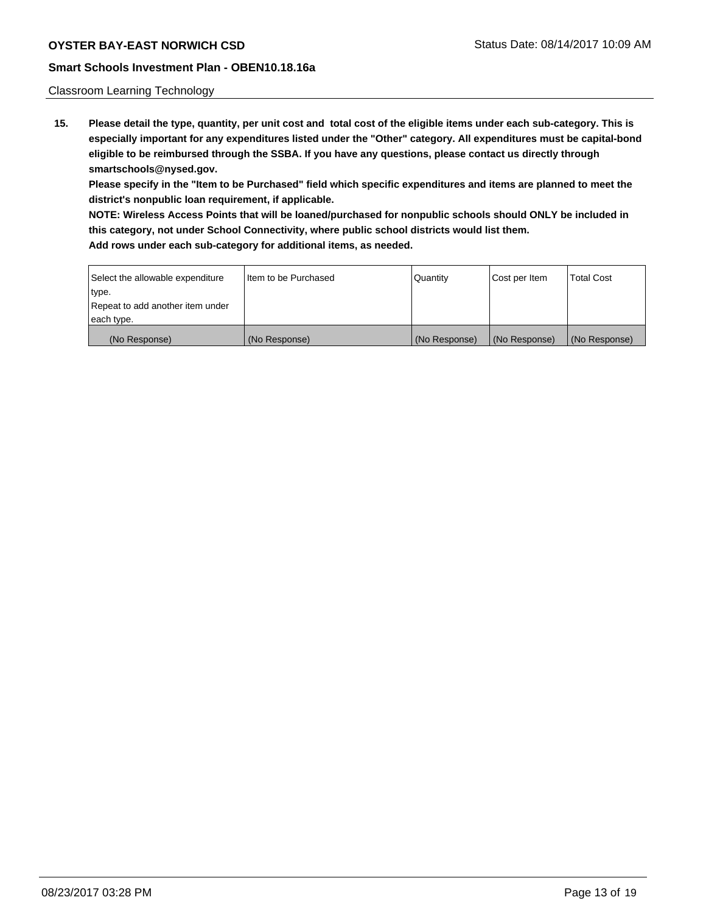Classroom Learning Technology

**15. Please detail the type, quantity, per unit cost and total cost of the eligible items under each sub-category. This is especially important for any expenditures listed under the "Other" category. All expenditures must be capital-bond eligible to be reimbursed through the SSBA. If you have any questions, please contact us directly through smartschools@nysed.gov.**

**Please specify in the "Item to be Purchased" field which specific expenditures and items are planned to meet the district's nonpublic loan requirement, if applicable.**

**NOTE: Wireless Access Points that will be loaned/purchased for nonpublic schools should ONLY be included in this category, not under School Connectivity, where public school districts would list them.**

**Add rows under each sub-category for additional items, as needed.**

| Select the allowable expenditure type. Repeat to add another item under each type. | Item to be Purchased | Quantity | Cost per Item | Total Cost |
|---|---|---|---|---|
| (No Response) | (No Response) | (No Response) | (No Response) | (No Response) |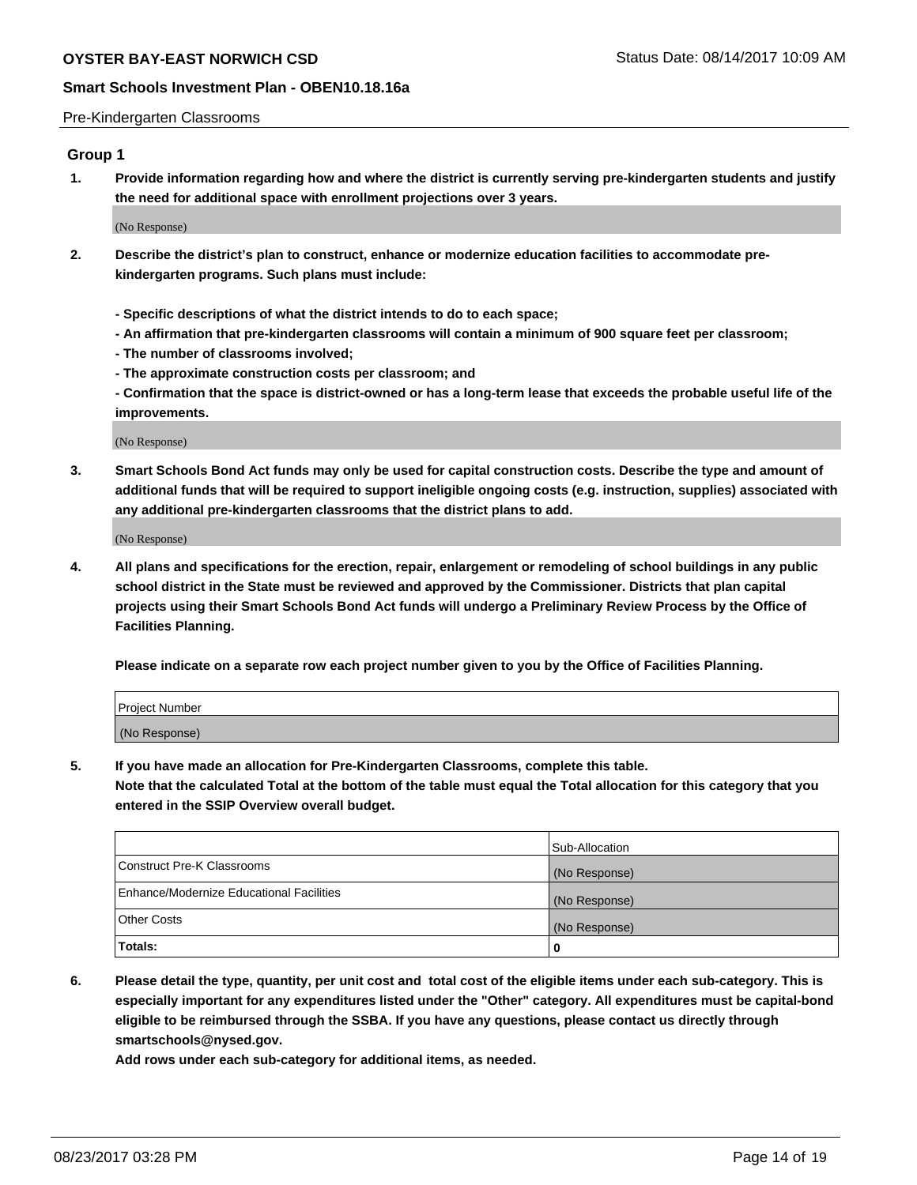Pre-Kindergarten Classrooms

## Group 1

**1. Provide information regarding how and where the district is currently serving pre-kindergarten students and justify the need for additional space with enrollment projections over 3 years.**

(No Response)

**2. Describe the district's plan to construct, enhance or modernize education facilities to accommodate pre-kindergarten programs. Such plans must include:**

**- Specific descriptions of what the district intends to do to each space;**

**- An affirmation that pre-kindergarten classrooms will contain a minimum of 900 square feet per classroom;**

**- The number of classrooms involved;**

**- The approximate construction costs per classroom; and**

**- Confirmation that the space is district-owned or has a long-term lease that exceeds the probable useful life of the improvements.**

(No Response)

**3. Smart Schools Bond Act funds may only be used for capital construction costs. Describe the type and amount of additional funds that will be required to support ineligible ongoing costs (e.g. instruction, supplies) associated with any additional pre-kindergarten classrooms that the district plans to add.**

(No Response)

**4. All plans and specifications for the erection, repair, enlargement or remodeling of school buildings in any public school district in the State must be reviewed and approved by the Commissioner. Districts that plan capital projects using their Smart Schools Bond Act funds will undergo a Preliminary Review Process by the Office of Facilities Planning.**

**Please indicate on a separate row each project number given to you by the Office of Facilities Planning.**

| Project Number |
|---|
| (No Response) |

**5. If you have made an allocation for Pre-Kindergarten Classrooms, complete this table.**
**Note that the calculated Total at the bottom of the table must equal the Total allocation for this category that you entered in the SSIP Overview overall budget.**

| | Sub-Allocation |
|---|---|
| Construct Pre-K Classrooms | (No Response) |
| Enhance/Modernize Educational Facilities | (No Response) |
| Other Costs | (No Response) |
| **Totals:** | **0** |

**6. Please detail the type, quantity, per unit cost and total cost of the eligible items under each sub-category. This is especially important for any expenditures listed under the "Other" category. All expenditures must be capital-bond eligible to be reimbursed through the SSBA. If you have any questions, please contact us directly through smartschools@nysed.gov.**
**Add rows under each sub-category for additional items, as needed.**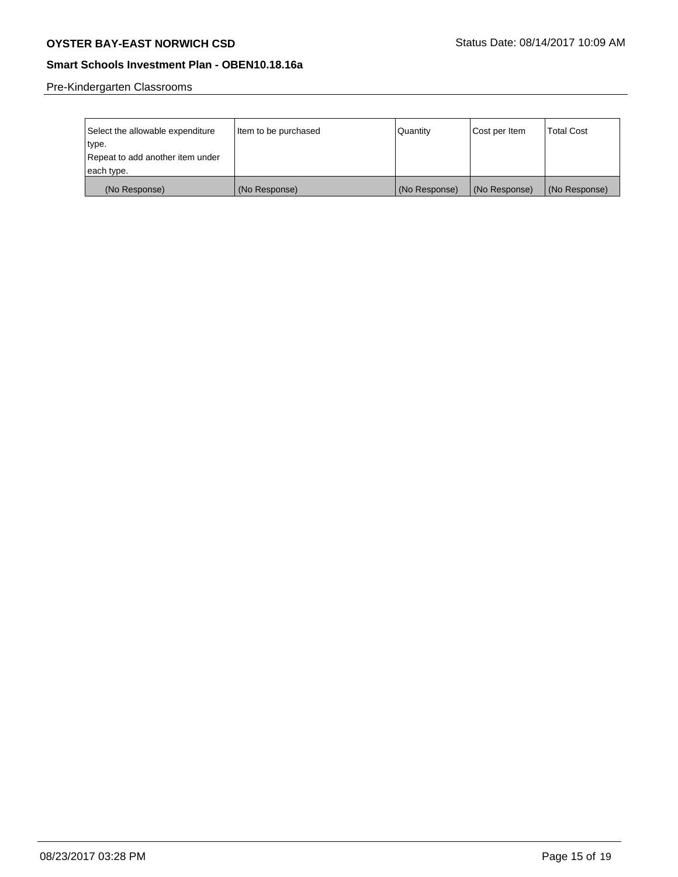Pre-Kindergarten Classrooms

| Select the allowable expenditure type. Repeat to add another item under each type. | Item to be purchased | Quantity | Cost per Item | Total Cost |
|---|---|---|---|---|
| (No Response) | (No Response) | (No Response) | (No Response) | (No Response) |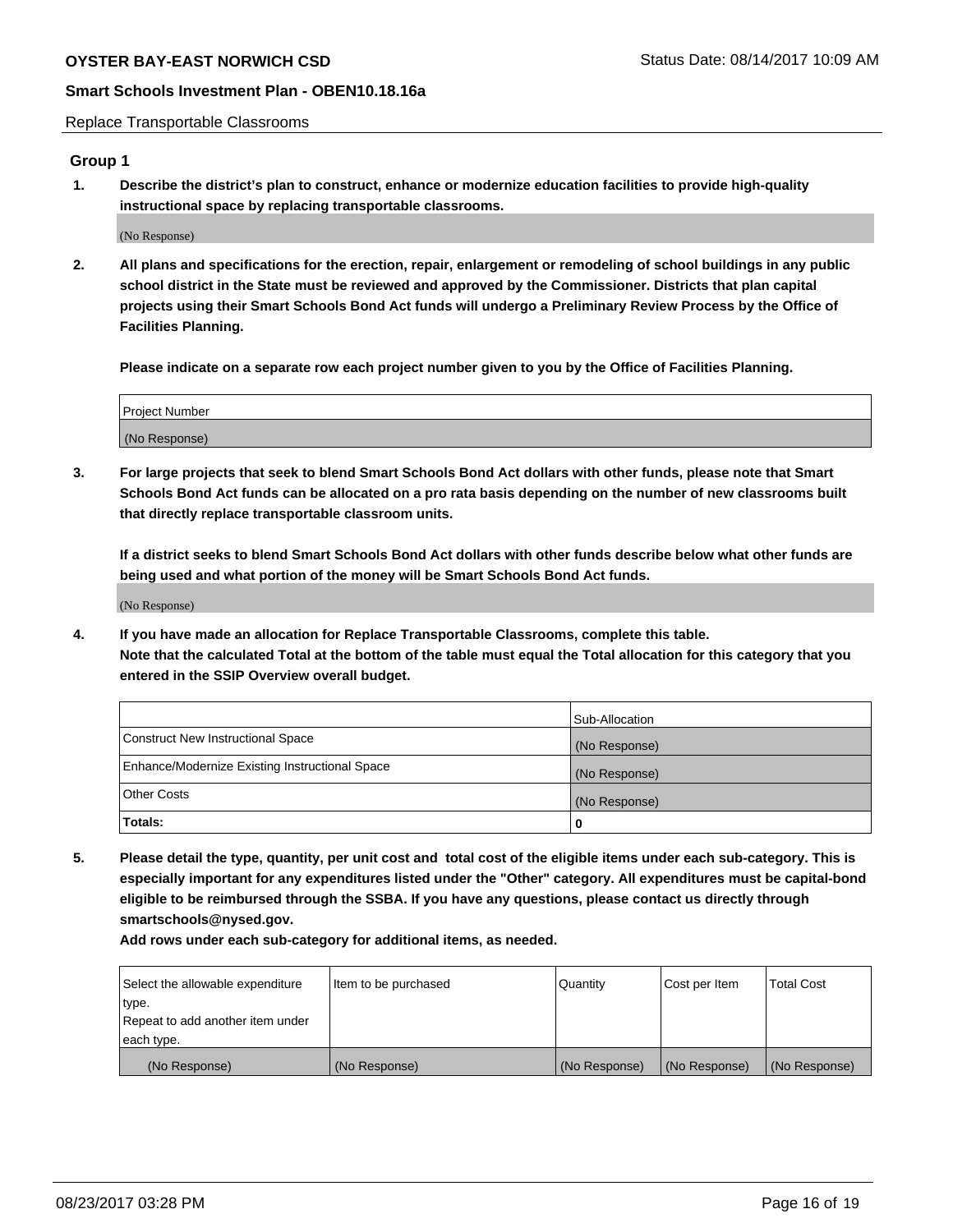Replace Transportable Classrooms

## Group 1

**1. Describe the district's plan to construct, enhance or modernize education facilities to provide high-quality instructional space by replacing transportable classrooms.**

(No Response)

**2. All plans and specifications for the erection, repair, enlargement or remodeling of school buildings in any public school district in the State must be reviewed and approved by the Commissioner. Districts that plan capital projects using their Smart Schools Bond Act funds will undergo a Preliminary Review Process by the Office of Facilities Planning.**

**Please indicate on a separate row each project number given to you by the Office of Facilities Planning.**

| Project Number |
| --- |
| (No Response) |

**3. For large projects that seek to blend Smart Schools Bond Act dollars with other funds, please note that Smart Schools Bond Act funds can be allocated on a pro rata basis depending on the number of new classrooms built that directly replace transportable classroom units.**

**If a district seeks to blend Smart Schools Bond Act dollars with other funds describe below what other funds are being used and what portion of the money will be Smart Schools Bond Act funds.**

(No Response)

**4. If you have made an allocation for Replace Transportable Classrooms, complete this table. Note that the calculated Total at the bottom of the table must equal the Total allocation for this category that you entered in the SSIP Overview overall budget.**

| | Sub-Allocation |
| --- | --- |
| Construct New Instructional Space | (No Response) |
| Enhance/Modernize Existing Instructional Space | (No Response) |
| Other Costs | (No Response) |
| **Totals:** | **0** |

**5. Please detail the type, quantity, per unit cost and total cost of the eligible items under each sub-category. This is especially important for any expenditures listed under the "Other" category. All expenditures must be capital-bond eligible to be reimbursed through the SSBA. If you have any questions, please contact us directly through smartschools@nysed.gov.**

**Add rows under each sub-category for additional items, as needed.**

| Select the allowable expenditure type. Repeat to add another item under each type. | Item to be purchased | Quantity | Cost per Item | Total Cost |
| --- | --- | --- | --- | --- |
| (No Response) | (No Response) | (No Response) | (No Response) | (No Response) |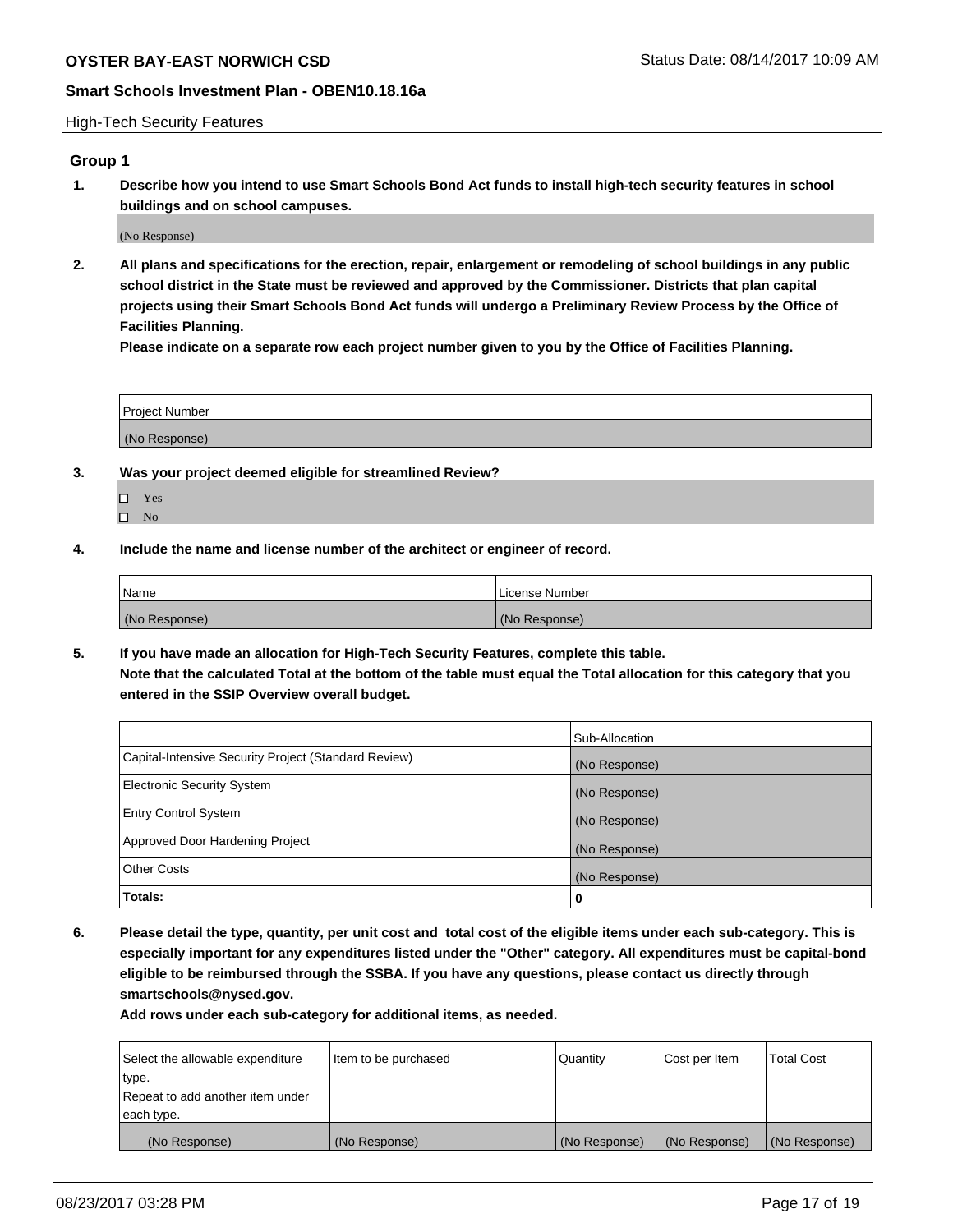High-Tech Security Features

## Group 1

**1. Describe how you intend to use Smart Schools Bond Act funds to install high-tech security features in school buildings and on school campuses.**

(No Response)

**2. All plans and specifications for the erection, repair, enlargement or remodeling of school buildings in any public school district in the State must be reviewed and approved by the Commissioner. Districts that plan capital projects using their Smart Schools Bond Act funds will undergo a Preliminary Review Process by the Office of Facilities Planning.**

**Please indicate on a separate row each project number given to you by the Office of Facilities Planning.**

| Project Number |
|---|
| (No Response) |

**3. Was your project deemed eligible for streamlined Review?**

- ☐ Yes
- ☐ No

**4. Include the name and license number of the architect or engineer of record.**

| Name | License Number |
|---|---|
| (No Response) | (No Response) |

**5. If you have made an allocation for High-Tech Security Features, complete this table.**
**Note that the calculated Total at the bottom of the table must equal the Total allocation for this category that you entered in the SSIP Overview overall budget.**

| | Sub-Allocation |
|---|---|
| Capital-Intensive Security Project (Standard Review) | (No Response) |
| Electronic Security System | (No Response) |
| Entry Control System | (No Response) |
| Approved Door Hardening Project | (No Response) |
| Other Costs | (No Response) |
| **Totals:** | **0** |

**6. Please detail the type, quantity, per unit cost and total cost of the eligible items under each sub-category. This is especially important for any expenditures listed under the "Other" category. All expenditures must be capital-bond eligible to be reimbursed through the SSBA. If you have any questions, please contact us directly through smartschools@nysed.gov.**

**Add rows under each sub-category for additional items, as needed.**

| Select the allowable expenditure type. Repeat to add another item under each type. | Item to be purchased | Quantity | Cost per Item | Total Cost |
|---|---|---|---|---|
| (No Response) | (No Response) | (No Response) | (No Response) | (No Response) |